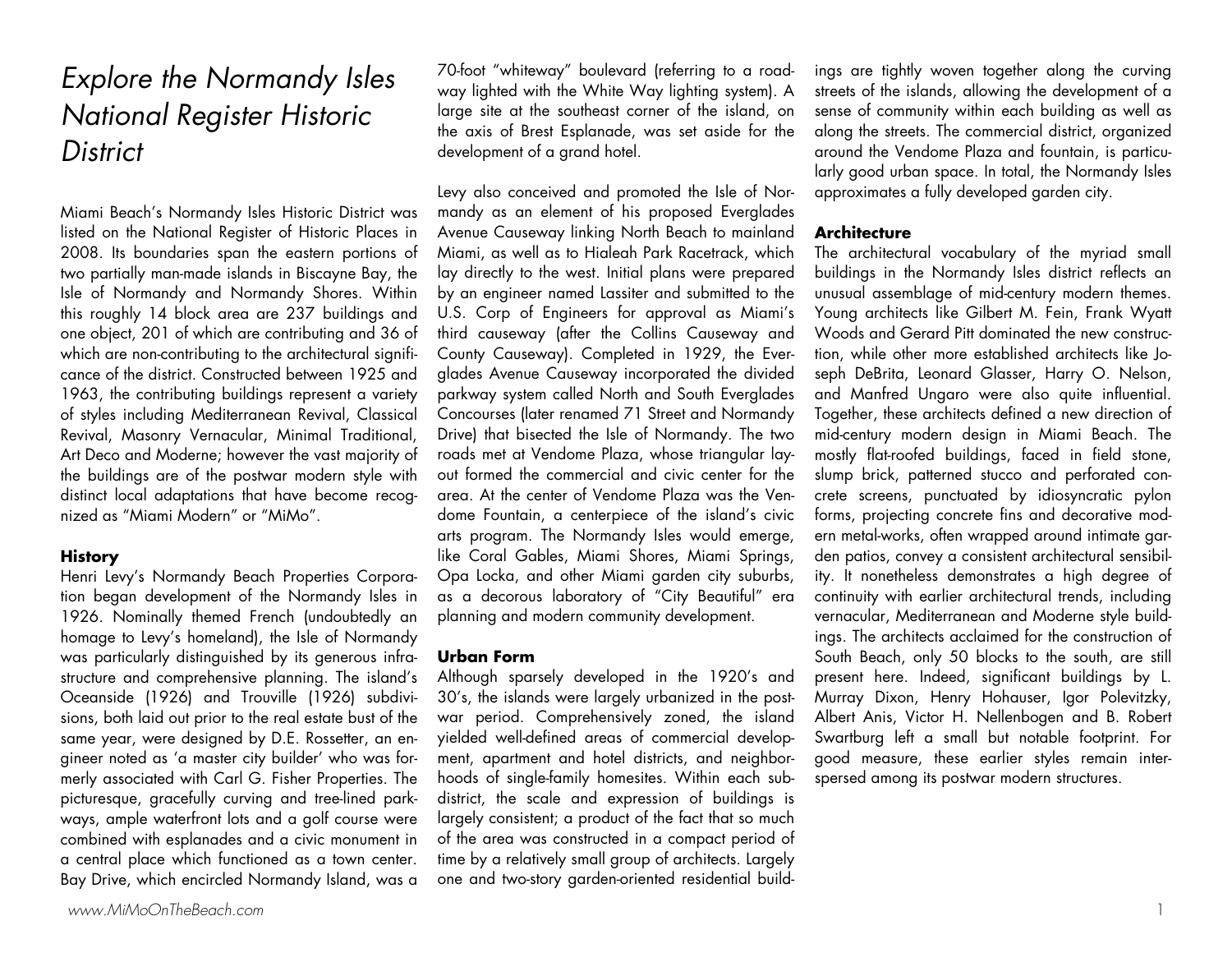# *Explore the Normandy Isles National Register Historic District*

Miami Beach's Normandy Isles Historic District was listed on the National Register of Historic Places in 2008. Its boundaries span the eastern portions of two partially man-made islands in Biscayne Bay, the Isle of Normandy and Normandy Shores. Within this roughly 14 block area are 237 buildings and one object, 201 of which are contributing and 36 of which are non-contributing to the architectural significance of the district. Constructed between 1925 and 1963, the contributing buildings represent a variety of styles including Mediterranean Revival, Classical Revival, Masonry Vernacular, Minimal Traditional, Art Deco and Moderne; however the vast majority of the buildings are of the postwar modern style with distinct local adaptations that have become recognized as "Miami Modern" or "MiMo".

**History**

Henri Levy's Normandy Beach Properties Corporation began development of the Normandy Isles in 1926. Nominally themed French (undoubtedly an homage to Levy's homeland), the Isle of Normandy was particularly distinguished by its generous infrastructure and comprehensive planning. The island's Oceanside (1926) and Trouville (1926) subdivisions, both laid out prior to the real estate bust of the same year, were designed by D.E. Rossetter, an engineer noted as 'a master city builder' who was formerly associated with Carl G. Fisher Properties. The picturesque, gracefully curving and tree-lined parkways, ample waterfront lots and a golf course were combined with esplanades and a civic monument in a central place which functioned as a town center. Bay Drive, which encircled Normandy Island, was a 70-foot "whiteway" boulevard (referring to a roadway lighted with the White Way lighting system). A large site at the southeast corner of the island, on the axis of Brest Esplanade, was set aside for the development of a grand hotel.

Levy also conceived and promoted the Isle of Normandy as an element of his proposed Everglades Avenue Causeway linking North Beach to mainland Miami, as well as to Hialeah Park Racetrack, which lay directly to the west. Initial plans were prepared by an engineer named Lassiter and submitted to the U.S. Corp of Engineers for approval as Miami's third causeway (after the Collins Causeway and County Causeway). Completed in 1929, the Everglades Avenue Causeway incorporated the divided parkway system called North and South Everglades Concourses (later renamed 71 Street and Normandy Drive) that bisected the Isle of Normandy. The two roads met at Vendome Plaza, whose triangular layout formed the commercial and civic center for the area. At the center of Vendome Plaza was the Vendome Fountain, a centerpiece of the island's civic arts program. The Normandy Isles would emerge, like Coral Gables, Miami Shores, Miami Springs, Opa Locka, and other Miami garden city suburbs, as a decorous laboratory of "City Beautiful" era planning and modern community development.

**Urban Form**

Although sparsely developed in the 1920's and 30's, the islands were largely urbanized in the postwar period. Comprehensively zoned, the island yielded well-defined areas of commercial development, apartment and hotel districts, and neighborhoods of single-family homesites. Within each subdistrict, the scale and expression of buildings is largely consistent; a product of the fact that so much of the area was constructed in a compact period of time by a relatively small group of architects. Largely one and two-story garden-oriented residential buildings are tightly woven together along the curving streets of the islands, allowing the development of a sense of community within each building as well as along the streets. The commercial district, organized around the Vendome Plaza and fountain, is particularly good urban space. In total, the Normandy Isles approximates a fully developed garden city.

**Architecture**

The architectural vocabulary of the myriad small buildings in the Normandy Isles district reflects an unusual assemblage of mid-century modern themes. Young architects like Gilbert M. Fein, Frank Wyatt Woods and Gerard Pitt dominated the new construction, while other more established architects like Joseph DeBrita, Leonard Glasser, Harry O. Nelson, and Manfred Ungaro were also quite influential. Together, these architects defined a new direction of mid-century modern design in Miami Beach. The mostly flat-roofed buildings, faced in field stone, slump brick, patterned stucco and perforated concrete screens, punctuated by idiosyncratic pylon forms, projecting concrete fins and decorative modern metal-works, often wrapped around intimate garden patios, convey a consistent architectural sensibility. It nonetheless demonstrates a high degree of continuity with earlier architectural trends, including vernacular, Mediterranean and Moderne style buildings. The architects acclaimed for the construction of South Beach, only 50 blocks to the south, are still present here. Indeed, significant buildings by L. Murray Dixon, Henry Hohauser, Igor Polevitzky, Albert Anis, Victor H. Nellenbogen and B. Robert Swartburg left a small but notable footprint. For good measure, these earlier styles remain interspersed among its postwar modern structures.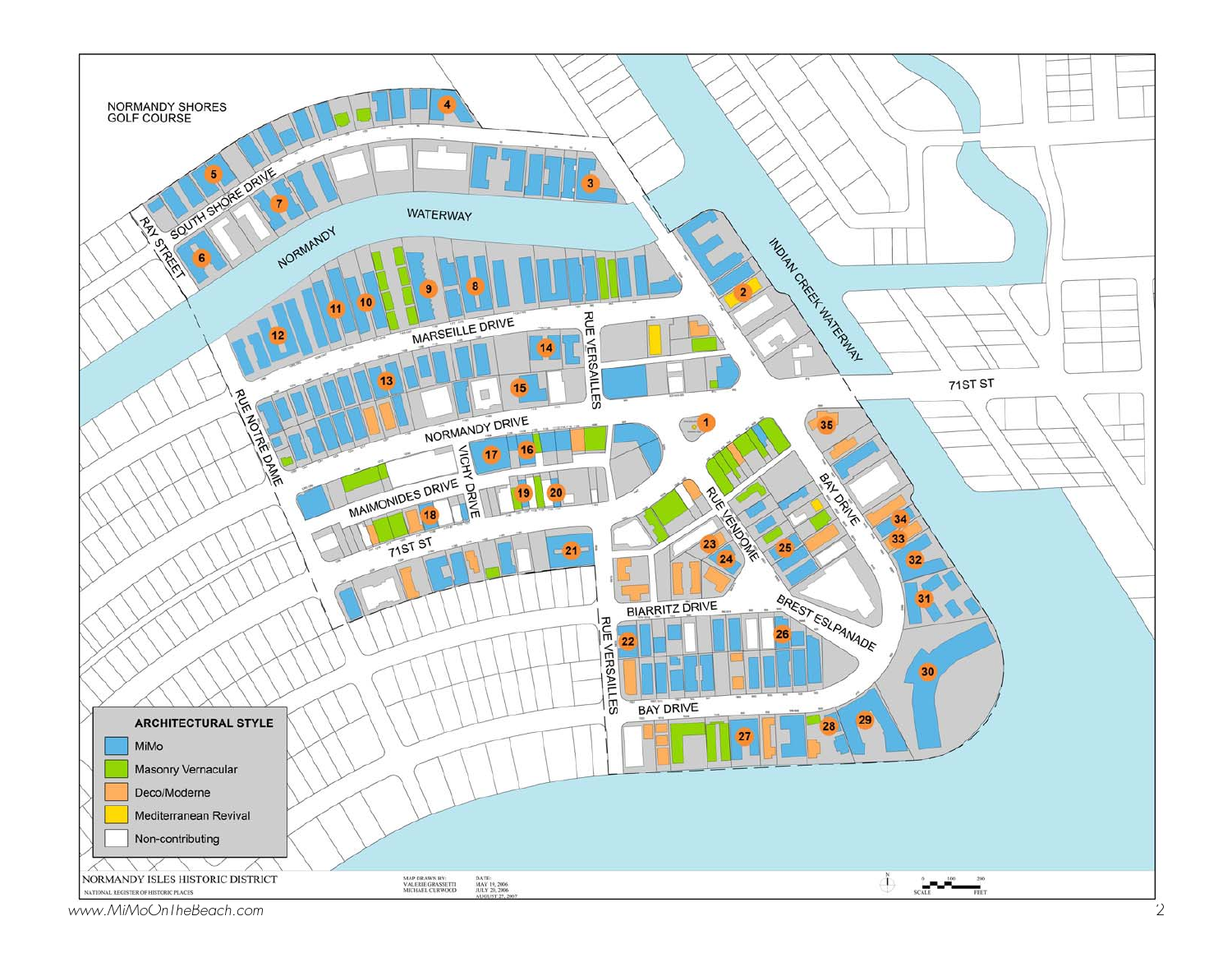NORMANDY SHORES GOLF COURSE

SOUTH SHORE DRIVE

RAY STREET

NORMANDY WATERWAY

INDIAN CREEK WATERWAY

71ST ST

MARSEILLE DRIVE

RUE VERSAILLES

RUE NOTRE DAME

NORMANDY DRIVE

VICHY DRIVE

MAIMONIDES DRIVE

71ST ST

RUE VENDOME

BAY DRIVE

BIARRITZ DRIVE

BREST ESLPANADE

RUE VERSAILLES

BAY DRIVE

1 2 3 4 5 6 7 8 9 10 11 12 13 14 15 16 17 18 19 20 21 22 23 24 25 26 27 28 29 30 31 32 33 34 35

**ARCHITECTURAL STYLE**

- MiMo
- Masonry Vernacular
- Deco/Moderne
- Mediterranean Revival
- Non-contributing

NORMANDY ISLES HISTORIC DISTRICT

NATIONAL REGISTER OF HISTORIC PLACES

MAP DRAWN BY: VALERIE GRASSETTI, MICHAEL CURWOOD

DATE: MAY 19, 2006; JULY 20, 2006; AUGUST 27, 2007

SCALE 0 100 200 FEET

www.MiMoOnTheBeach.com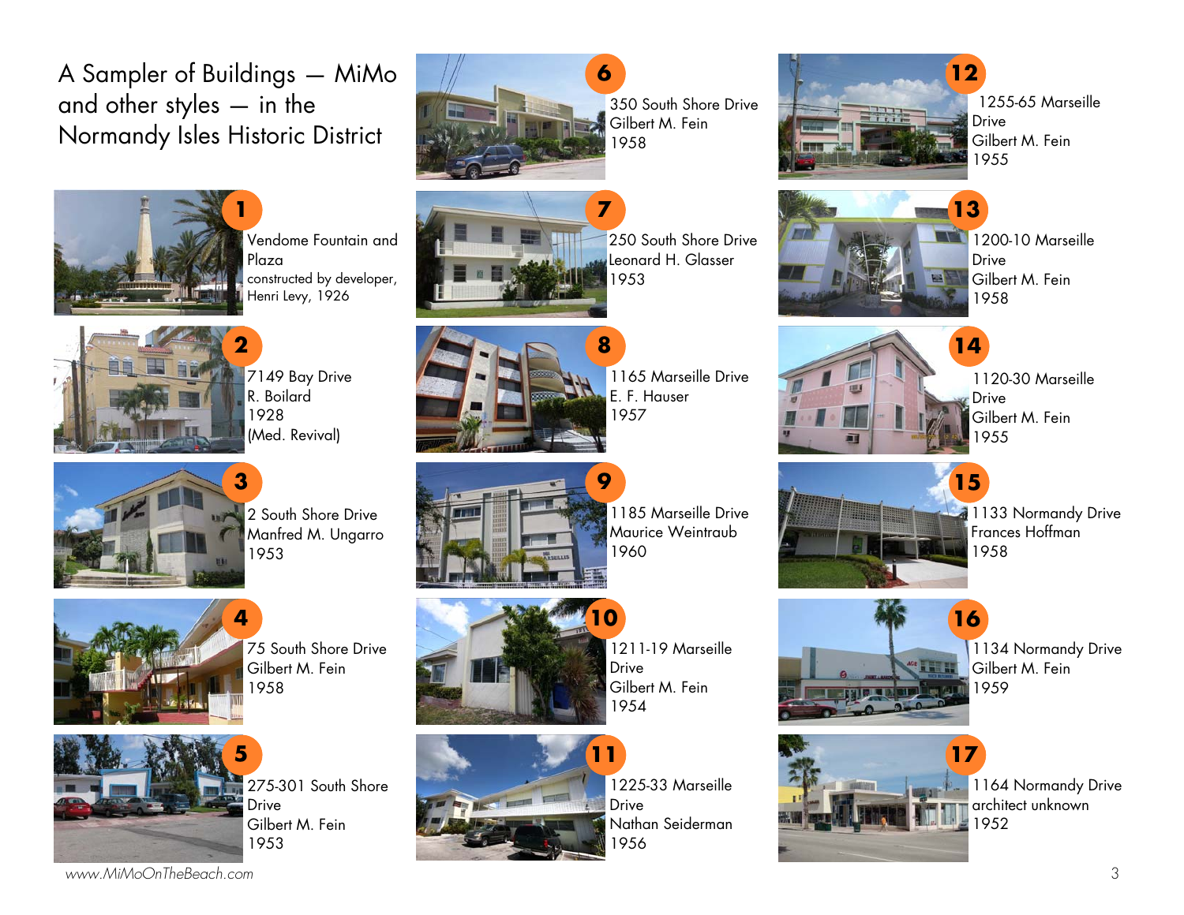# A Sampler of Buildings — MiMo and other styles — in the Normandy Isles Historic District

**1**
Vendome Fountain and Plaza
constructed by developer, Henri Levy, 1926

**2**
7149 Bay Drive
R. Boilard
1928
(Med. Revival)

**3**
2 South Shore Drive
Manfred M. Ungarro
1953

**4**
75 South Shore Drive
Gilbert M. Fein
1958

**5**
275-301 South Shore Drive
Gilbert M. Fein
1953

**6**
350 South Shore Drive
Gilbert M. Fein
1958

**7**
250 South Shore Drive
Leonard H. Glasser
1953

**8**
1165 Marseille Drive
E. F. Hauser
1957

**9**
1185 Marseille Drive
Maurice Weintraub
1960

**10**
1211-19 Marseille Drive
Gilbert M. Fein
1954

**11**
1225-33 Marseille Drive
Nathan Seiderman
1956

**12**
1255-65 Marseille Drive
Gilbert M. Fein
1955

**13**
1200-10 Marseille Drive
Gilbert M. Fein
1958

**14**
1120-30 Marseille Drive
Gilbert M. Fein
1955

**15**
1133 Normandy Drive
Frances Hoffman
1958

**16**
1134 Normandy Drive
Gilbert M. Fein
1959

**17**
1164 Normandy Drive
architect unknown
1952

*www.MiMoOnTheBeach.com*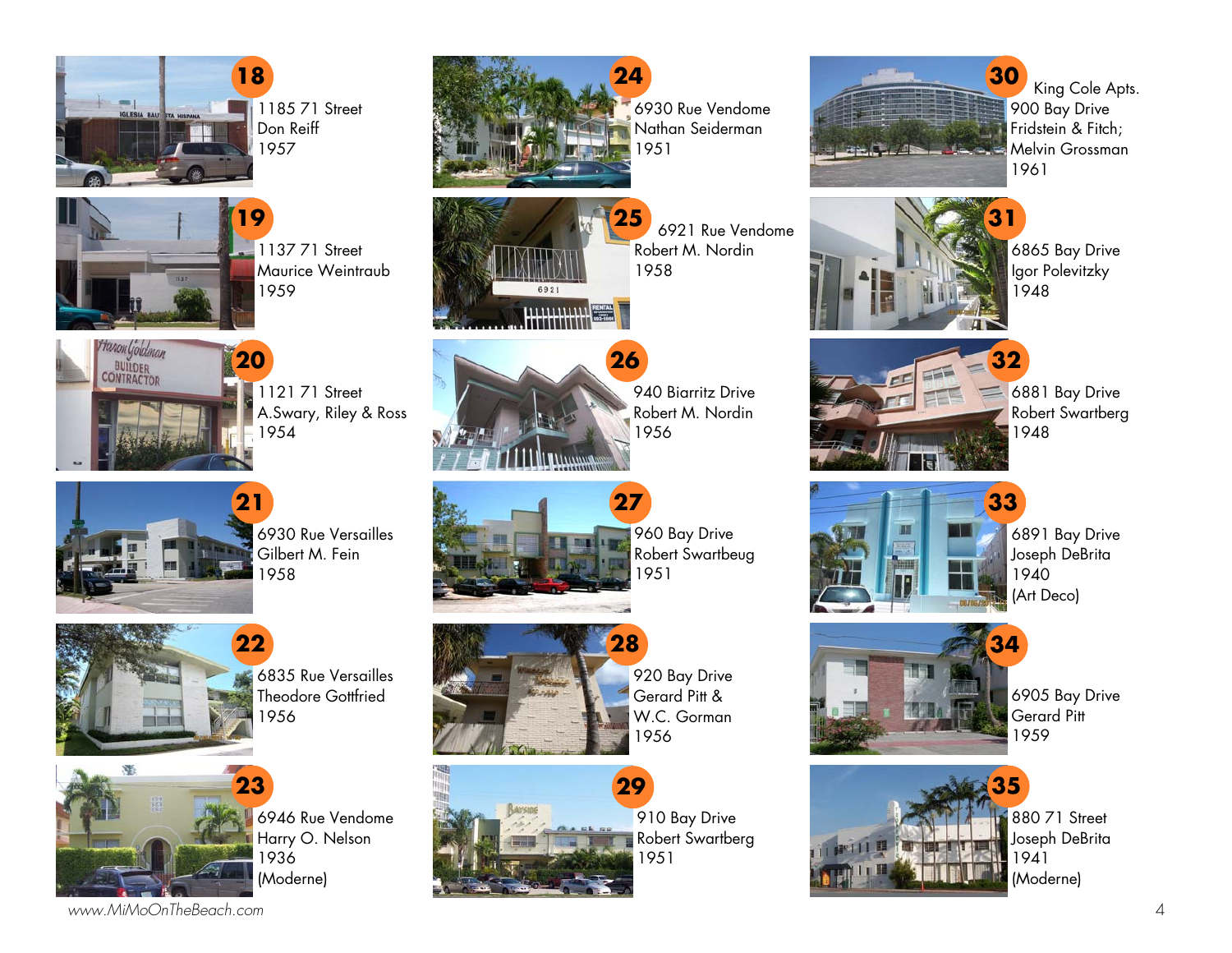**18**
1185 71 Street
Don Reiff
1957

**19**
1137 71 Street
Maurice Weintraub
1959

**20**
1121 71 Street
A.Swary, Riley & Ross
1954

**21**
6930 Rue Versailles
Gilbert M. Fein
1958

**22**
6835 Rue Versailles
Theodore Gottfried
1956

**23**
6946 Rue Vendome
Harry O. Nelson
1936
(Moderne)

**24**
6930 Rue Vendome
Nathan Seiderman
1951

**25**
6921 Rue Vendome
Robert M. Nordin
1958

**26**
940 Biarritz Drive
Robert M. Nordin
1956

**27**
960 Bay Drive
Robert Swartbeug
1951

**28**
920 Bay Drive
Gerard Pitt &
W.C. Gorman
1956

**29**
910 Bay Drive
Robert Swartberg
1951

**30**
King Cole Apts.
900 Bay Drive
Fridstein & Fitch;
Melvin Grossman
1961

**31**
6865 Bay Drive
Igor Polevitzky
1948

**32**
6881 Bay Drive
Robert Swartberg
1948

**33**
6891 Bay Drive
Joseph DeBrita
1940
(Art Deco)

**34**
6905 Bay Drive
Gerard Pitt
1959

**35**
880 71 Street
Joseph DeBrita
1941
(Moderne)

*www.MiMoOnTheBeach.com*